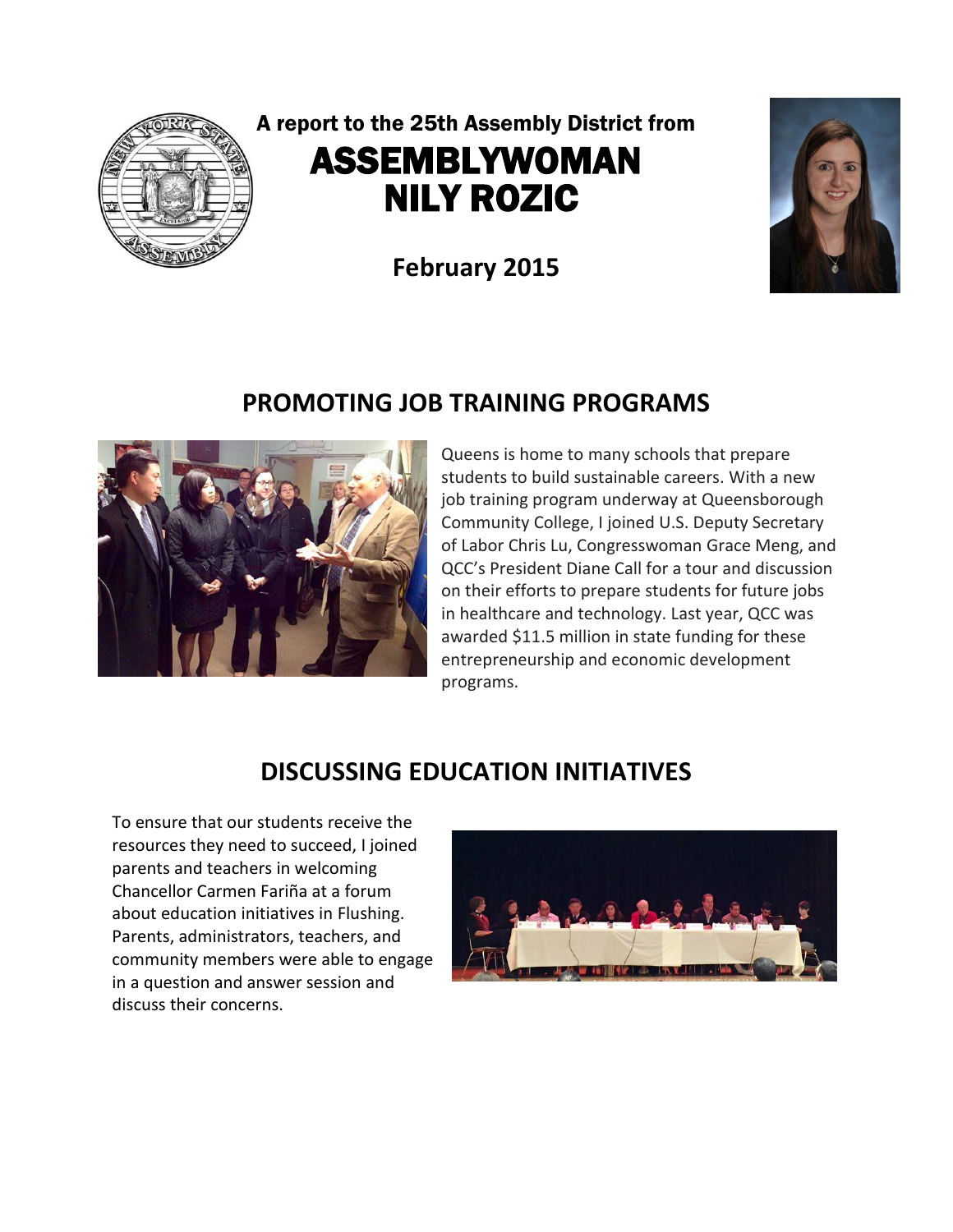A report to the 25th Assembly District from

# ASSEMBLYWOMAN NILY ROZIC

**February 2015**

## PROMOTING JOB TRAINING PROGRAMS

Queens is home to many schools that prepare students to build sustainable careers. With a new job training program underway at Queensborough Community College, I joined U.S. Deputy Secretary of Labor Chris Lu, Congresswoman Grace Meng, and QCC's President Diane Call for a tour and discussion on their efforts to prepare students for future jobs in healthcare and technology. Last year, QCC was awarded $11.5 million in state funding for these entrepreneurship and economic development programs.

## DISCUSSING EDUCATION INITIATIVES

To ensure that our students receive the resources they need to succeed, I joined parents and teachers in welcoming Chancellor Carmen Fariña at a forum about education initiatives in Flushing. Parents, administrators, teachers, and community members were able to engage in a question and answer session and discuss their concerns.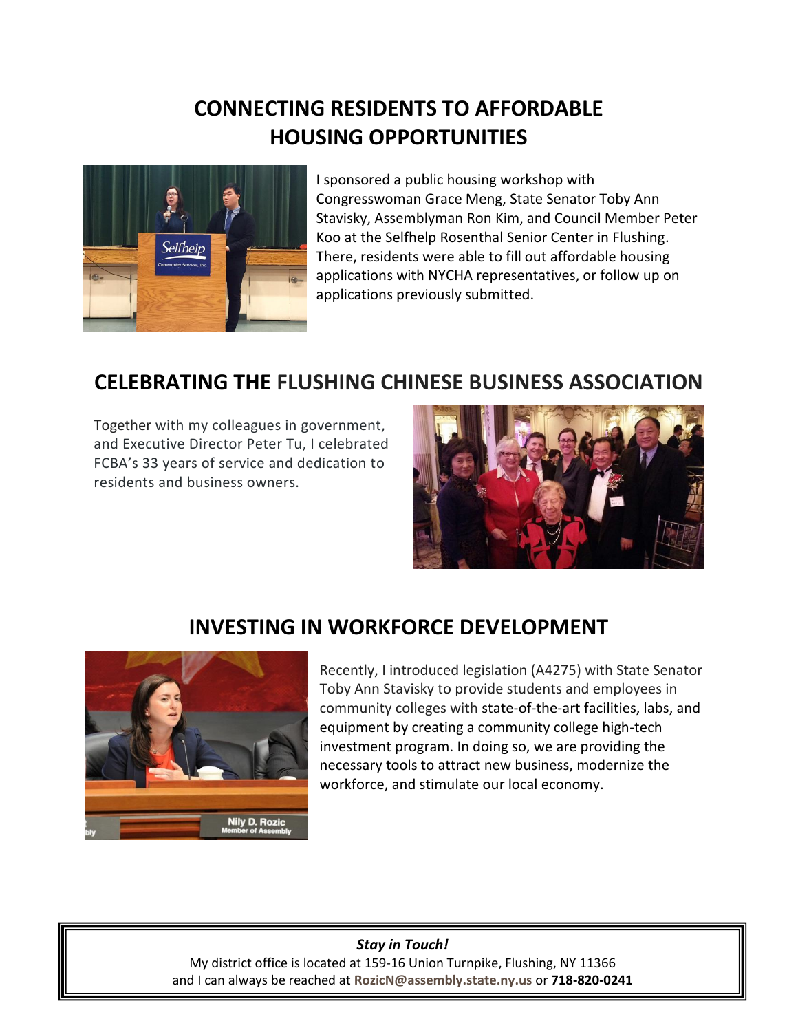## CONNECTING RESIDENTS TO AFFORDABLE HOUSING OPPORTUNITIES

I sponsored a public housing workshop with Congresswoman Grace Meng, State Senator Toby Ann Stavisky, Assemblyman Ron Kim, and Council Member Peter Koo at the Selfhelp Rosenthal Senior Center in Flushing. There, residents were able to fill out affordable housing applications with NYCHA representatives, or follow up on applications previously submitted.

## CELEBRATING THE FLUSHING CHINESE BUSINESS ASSOCIATION

Together with my colleagues in government, and Executive Director Peter Tu, I celebrated FCBA's 33 years of service and dedication to residents and business owners.

## INVESTING IN WORKFORCE DEVELOPMENT

Recently, I introduced legislation (A4275) with State Senator Toby Ann Stavisky to provide students and employees in community colleges with state-of-the-art facilities, labs, and equipment by creating a community college high-tech investment program. In doing so, we are providing the necessary tools to attract new business, modernize the workforce, and stimulate our local economy.

***Stay in Touch!***

My district office is located at 159-16 Union Turnpike, Flushing, NY 11366
and I can always be reached at **RozicN@assembly.state.ny.us** or **718-820-0241**